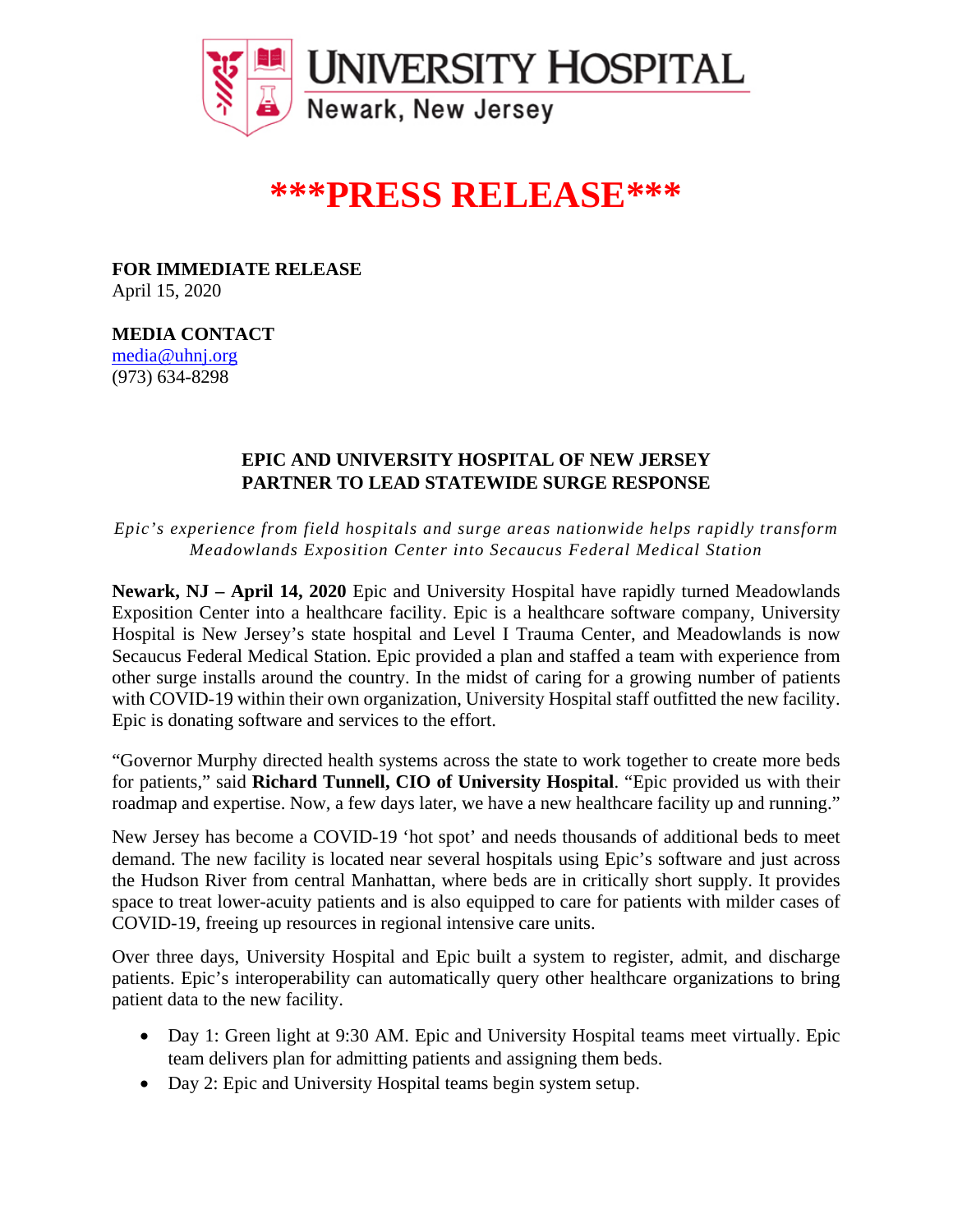**UNIVERSITY HOSPITAL**
Newark, New Jersey

# ***PRESS RELEASE***

**FOR IMMEDIATE RELEASE**
April 15, 2020

**MEDIA CONTACT**
media@uhnj.org
(973) 634-8298

## EPIC AND UNIVERSITY HOSPITAL OF NEW JERSEY PARTNER TO LEAD STATEWIDE SURGE RESPONSE

*Epic's experience from field hospitals and surge areas nationwide helps rapidly transform Meadowlands Exposition Center into Secaucus Federal Medical Station*

**Newark, NJ – April 14, 2020** Epic and University Hospital have rapidly turned Meadowlands Exposition Center into a healthcare facility. Epic is a healthcare software company, University Hospital is New Jersey's state hospital and Level I Trauma Center, and Meadowlands is now Secaucus Federal Medical Station. Epic provided a plan and staffed a team with experience from other surge installs around the country. In the midst of caring for a growing number of patients with COVID-19 within their own organization, University Hospital staff outfitted the new facility. Epic is donating software and services to the effort.

"Governor Murphy directed health systems across the state to work together to create more beds for patients," said **Richard Tunnell, CIO of University Hospital**. "Epic provided us with their roadmap and expertise. Now, a few days later, we have a new healthcare facility up and running."

New Jersey has become a COVID-19 'hot spot' and needs thousands of additional beds to meet demand. The new facility is located near several hospitals using Epic's software and just across the Hudson River from central Manhattan, where beds are in critically short supply. It provides space to treat lower-acuity patients and is also equipped to care for patients with milder cases of COVID-19, freeing up resources in regional intensive care units.

Over three days, University Hospital and Epic built a system to register, admit, and discharge patients. Epic's interoperability can automatically query other healthcare organizations to bring patient data to the new facility.

- Day 1: Green light at 9:30 AM. Epic and University Hospital teams meet virtually. Epic team delivers plan for admitting patients and assigning them beds.
- Day 2: Epic and University Hospital teams begin system setup.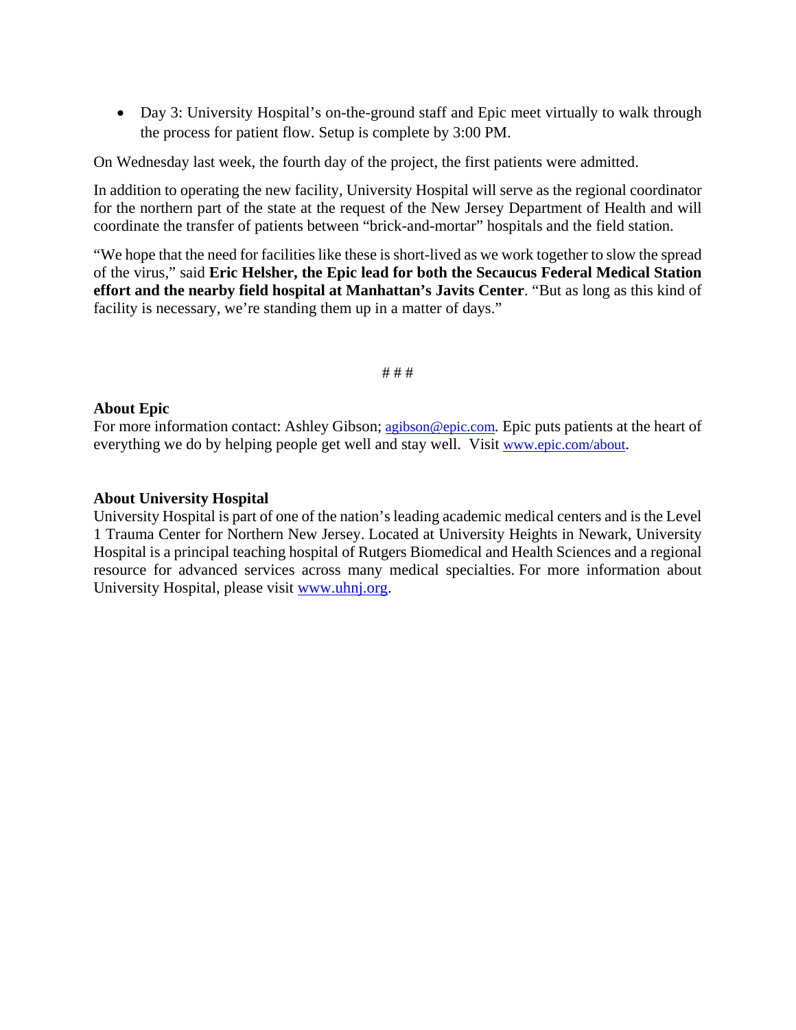- Day 3: University Hospital's on-the-ground staff and Epic meet virtually to walk through the process for patient flow. Setup is complete by 3:00 PM.

On Wednesday last week, the fourth day of the project, the first patients were admitted.

In addition to operating the new facility, University Hospital will serve as the regional coordinator for the northern part of the state at the request of the New Jersey Department of Health and will coordinate the transfer of patients between "brick-and-mortar" hospitals and the field station.

"We hope that the need for facilities like these is short-lived as we work together to slow the spread of the virus," said **Eric Helsher, the Epic lead for both the Secaucus Federal Medical Station effort and the nearby field hospital at Manhattan's Javits Center**. "But as long as this kind of facility is necessary, we're standing them up in a matter of days."

# # #

**About Epic**
For more information contact: Ashley Gibson; agibson@epic.com. Epic puts patients at the heart of everything we do by helping people get well and stay well. Visit www.epic.com/about.

**About University Hospital**
University Hospital is part of one of the nation's leading academic medical centers and is the Level 1 Trauma Center for Northern New Jersey. Located at University Heights in Newark, University Hospital is a principal teaching hospital of Rutgers Biomedical and Health Sciences and a regional resource for advanced services across many medical specialties. For more information about University Hospital, please visit www.uhnj.org.